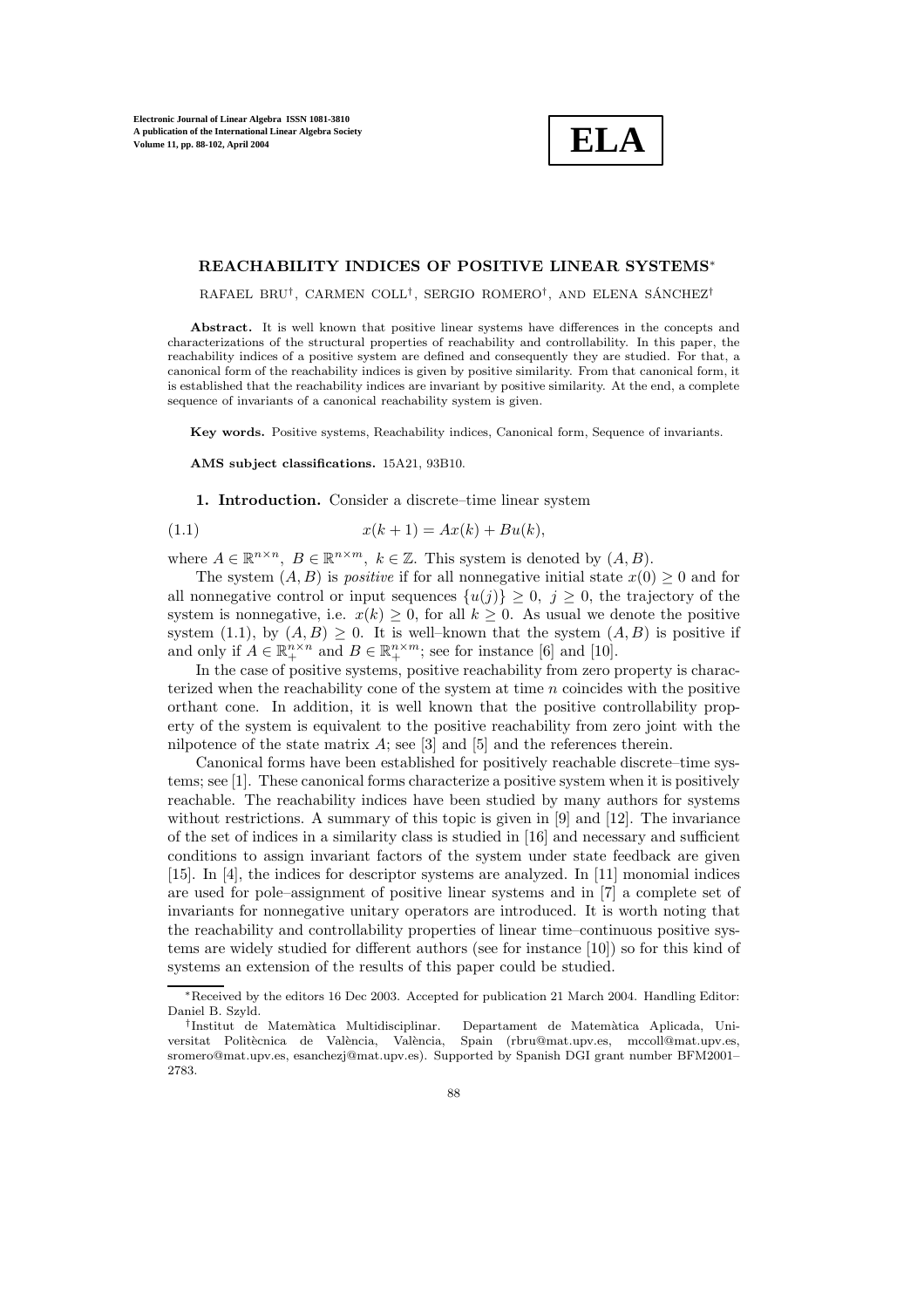# REACHABILITY INDICES OF POSITIVE LINEAR SYSTEMS*

RAFAEL BRU†, CARMEN COLL†, SERGIO ROMERO†, AND ELENA SÁNCHEZ†

**Abstract.** It is well known that positive linear systems have differences in the concepts and characterizations of the structural properties of reachability and controllability. In this paper, the reachability indices of a positive system are defined and consequently they are studied. For that, a canonical form of the reachability indices is given by positive similarity. From that canonical form, it is established that the reachability indices are invariant by positive similarity. At the end, a complete sequence of invariants of a canonical reachability system is given.

**Key words.** Positive systems, Reachability indices, Canonical form, Sequence of invariants.

**AMS subject classifications.** 15A21, 93B10.

## 1. Introduction.

Consider a discrete–time linear system

$$x(k+1) = Ax(k) + Bu(k), \tag{1.1}$$

where $A \in \mathbb{R}^{n\times n}$, $B \in \mathbb{R}^{n\times m}$, $k \in \mathbb{Z}$. This system is denoted by $(A, B)$.

The system $(A, B)$ is *positive* if for all nonnegative initial state $x(0) \geq 0$ and for all nonnegative control or input sequences $\{u(j)\} \geq 0$, $j \geq 0$, the trajectory of the system is nonnegative, i.e. $x(k) \geq 0$, for all $k \geq 0$. As usual we denote the positive system (1.1), by $(A, B) \geq 0$. It is well–known that the system $(A, B)$ is positive if and only if $A \in \mathbb{R}^{n\times n}_{+}$ and $B \in \mathbb{R}^{n\times m}_{+}$; see for instance [6] and [10].

In the case of positive systems, positive reachability from zero property is characterized when the reachability cone of the system at time $n$ coincides with the positive orthant cone. In addition, it is well known that the positive controllability property of the system is equivalent to the positive reachability from zero joint with the nilpotence of the state matrix $A$; see [3] and [5] and the references therein.

Canonical forms have been established for positively reachable discrete–time systems; see [1]. These canonical forms characterize a positive system when it is positively reachable. The reachability indices have been studied by many authors for systems without restrictions. A summary of this topic is given in [9] and [12]. The invariance of the set of indices in a similarity class is studied in [16] and necessary and sufficient conditions to assign invariant factors of the system under state feedback are given [15]. In [4], the indices for descriptor systems are analyzed. In [11] monomial indices are used for pole–assignment of positive linear systems and in [7] a complete set of invariants for nonnegative unitary operators are introduced. It is worth noting that the reachability and controllability properties of linear time–continuous positive systems are widely studied for different authors (see for instance [10]) so for this kind of systems an extension of the results of this paper could be studied.

---

*Received by the editors 16 Dec 2003. Accepted for publication 21 March 2004. Handling Editor: Daniel B. Szyld.

†Institut de Matemàtica Multidisciplinar. Departament de Matemàtica Aplicada, Universitat Politècnica de València, València, Spain (rbru@mat.upv.es, mccoll@mat.upv.es, sromero@mat.upv.es, esanchezj@mat.upv.es). Supported by Spanish DGI grant number BFM2001–2783.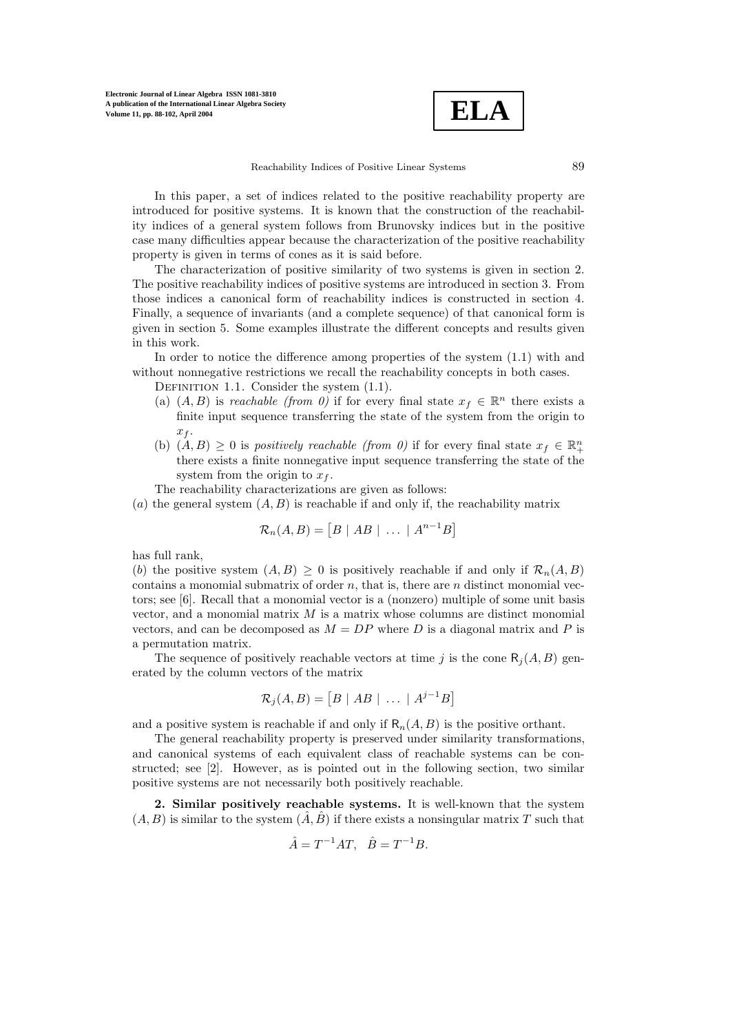In this paper, a set of indices related to the positive reachability property are introduced for positive systems. It is known that the construction of the reachability indices of a general system follows from Brunovsky indices but in the positive case many difficulties appear because the characterization of the positive reachability property is given in terms of cones as it is said before.

The characterization of positive similarity of two systems is given in section 2. The positive reachability indices of positive systems are introduced in section 3. From those indices a canonical form of reachability indices is constructed in section 4. Finally, a sequence of invariants (and a complete sequence) of that canonical form is given in section 5. Some examples illustrate the different concepts and results given in this work.

In order to notice the difference among properties of the system (1.1) with and without nonnegative restrictions we recall the reachability concepts in both cases.

Definition 1.1. Consider the system (1.1).

- (a) $(A, B)$ is *reachable (from 0)* if for every final state $x_f \in \mathbb{R}^n$ there exists a finite input sequence transferring the state of the system from the origin to $x_f$.
- (b) $(A, B) \geq 0$ is *positively reachable (from 0)* if for every final state $x_f \in \mathbb{R}^n_+$ there exists a finite nonnegative input sequence transferring the state of the system from the origin to $x_f$.

The reachability characterizations are given as follows:

$(a)$ the general system $(A, B)$ is reachable if and only if, the reachability matrix

$$\mathcal{R}_n(A, B) = \begin{bmatrix} B \mid AB \mid \ldots \mid A^{n-1}B \end{bmatrix}$$

has full rank,

$(b)$ the positive system $(A, B) \geq 0$ is positively reachable if and only if $\mathcal{R}_n(A, B)$ contains a monomial submatrix of order $n$, that is, there are $n$ distinct monomial vectors; see [6]. Recall that a monomial vector is a (nonzero) multiple of some unit basis vector, and a monomial matrix $M$ is a matrix whose columns are distinct monomial vectors, and can be decomposed as $M = DP$ where $D$ is a diagonal matrix and $P$ is a permutation matrix.

The sequence of positively reachable vectors at time $j$ is the cone $\mathsf{R}_j(A, B)$ generated by the column vectors of the matrix

$$\mathcal{R}_j(A, B) = \begin{bmatrix} B \mid AB \mid \ldots \mid A^{j-1}B \end{bmatrix}$$

and a positive system is reachable if and only if $\mathsf{R}_n(A, B)$ is the positive orthant.

The general reachability property is preserved under similarity transformations, and canonical systems of each equivalent class of reachable systems can be constructed; see [2]. However, as is pointed out in the following section, two similar positive systems are not necessarily both positively reachable.

**2. Similar positively reachable systems.** It is well-known that the system $(A, B)$ is similar to the system $(\hat{A}, \hat{B})$ if there exists a nonsingular matrix $T$ such that

$$\hat{A} = T^{-1}AT, \quad \hat{B} = T^{-1}B.$$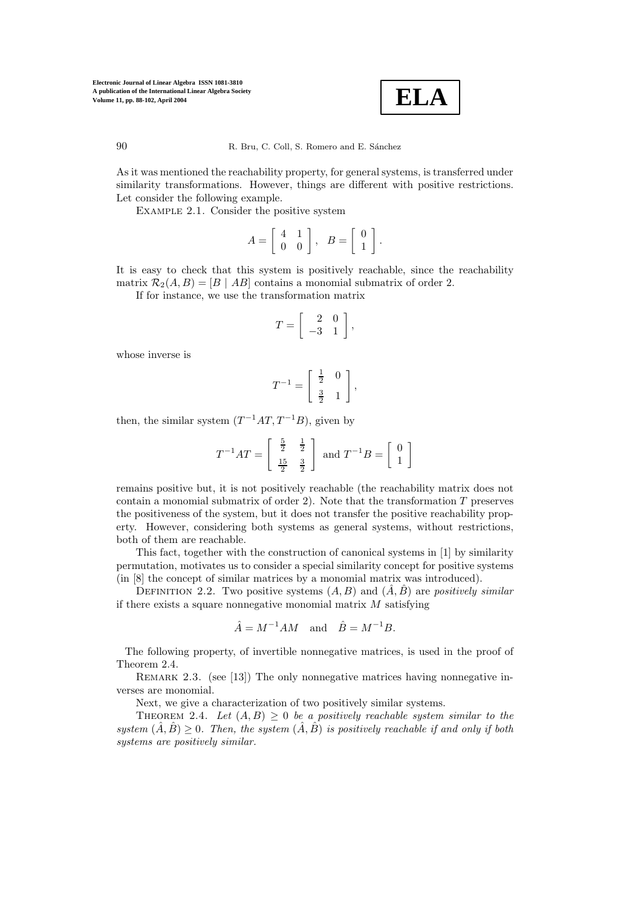As it was mentioned the reachability property, for general systems, is transferred under similarity transformations. However, things are different with positive restrictions. Let consider the following example.

Example 2.1. Consider the positive system

$$A = \begin{bmatrix} 4 & 1 \\ 0 & 0 \end{bmatrix}, \quad B = \begin{bmatrix} 0 \\ 1 \end{bmatrix}.$$

It is easy to check that this system is positively reachable, since the reachability matrix $\mathcal{R}_2(A, B) = [B \mid AB]$ contains a monomial submatrix of order 2.

If for instance, we use the transformation matrix

$$T = \begin{bmatrix} 2 & 0 \\ -3 & 1 \end{bmatrix},$$

whose inverse is

$$T^{-1} = \begin{bmatrix} \frac{1}{2} & 0 \\ \frac{3}{2} & 1 \end{bmatrix},$$

then, the similar system $(T^{-1}AT, T^{-1}B)$, given by

$$T^{-1}AT = \begin{bmatrix} \frac{5}{2} & \frac{1}{2} \\ \frac{15}{2} & \frac{3}{2} \end{bmatrix} \text{ and } T^{-1}B = \begin{bmatrix} 0 \\ 1 \end{bmatrix}$$

remains positive but, it is not positively reachable (the reachability matrix does not contain a monomial submatrix of order 2). Note that the transformation $T$ preserves the positiveness of the system, but it does not transfer the positive reachability property. However, considering both systems as general systems, without restrictions, both of them are reachable.

This fact, together with the construction of canonical systems in [1] by similarity permutation, motivates us to consider a special similarity concept for positive systems (in [8] the concept of similar matrices by a monomial matrix was introduced).

Definition 2.2. Two positive systems $(A, B)$ and $(\hat{A}, \hat{B})$ are *positively similar* if there exists a square nonnegative monomial matrix $M$ satisfying

$$\hat{A} = M^{-1}AM \quad \text{and} \quad \hat{B} = M^{-1}B.$$

The following property, of invertible nonnegative matrices, is used in the proof of Theorem 2.4.

Remark 2.3. (see [13]) The only nonnegative matrices having nonnegative inverses are monomial.

Next, we give a characterization of two positively similar systems.

Theorem 2.4. *Let $(A, B) \geq 0$ be a positively reachable system similar to the system $(\hat{A}, \hat{B}) \geq 0$. Then, the system $(\hat{A}, \hat{B})$ is positively reachable if and only if both systems are positively similar.*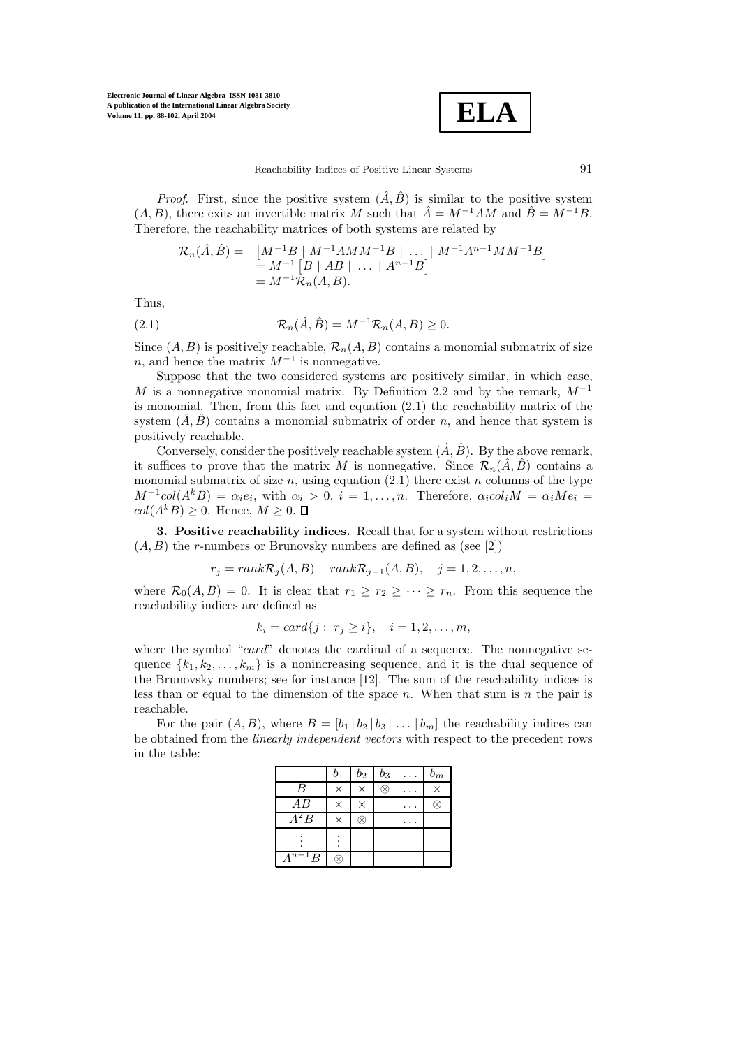*Proof*. First, since the positive system $(\hat{A}, \hat{B})$ is similar to the positive system $(A, B)$, there exits an invertible matrix $M$ such that $\hat{A} = M^{-1}AM$ and $\hat{B} = M^{-1}B$. Therefore, the reachability matrices of both systems are related by

$$\begin{aligned}\mathcal{R}_n(\hat{A}, \hat{B}) = &\ \left[M^{-1}B \mid M^{-1}AMM^{-1}B \mid \ \dots \ \mid M^{-1}A^{n-1}MM^{-1}B\right] \\ &= M^{-1}\left[B \mid AB \mid \ \dots \ \mid A^{n-1}B\right] \\ &= M^{-1}\mathcal{R}_n(A, B).\end{aligned}$$

Thus,

$$\mathcal{R}_n(\hat{A}, \hat{B}) = M^{-1}\mathcal{R}_n(A, B) \geq 0. \tag{2.1}$$

Since $(A, B)$ is positively reachable, $\mathcal{R}_n(A, B)$ contains a monomial submatrix of size $n$, and hence the matrix $M^{-1}$ is nonnegative.

Suppose that the two considered systems are positively similar, in which case, $M$ is a nonnegative monomial matrix. By Definition 2.2 and by the remark, $M^{-1}$ is monomial. Then, from this fact and equation (2.1) the reachability matrix of the system $(\hat{A}, \hat{B})$ contains a monomial submatrix of order $n$, and hence that system is positively reachable.

Conversely, consider the positively reachable system $(\hat{A}, \hat{B})$. By the above remark, it suffices to prove that the matrix $M$ is nonnegative. Since $\mathcal{R}_n(\hat{A}, \hat{B})$ contains a monomial submatrix of size $n$, using equation (2.1) there exist $n$ columns of the type $M^{-1}col(A^kB) = \alpha_i e_i$, with $\alpha_i > 0$, $i = 1, \dots, n$. Therefore, $\alpha_i col_i M = \alpha_i M e_i = col(A^kB) \geq 0$. Hence, $M \geq 0$. □

**3. Positive reachability indices.** Recall that for a system without restrictions $(A, B)$ the $r$-numbers or Brunovsky numbers are defined as (see [2])

$$r_j = rank\mathcal{R}_j(A, B) - rank\mathcal{R}_{j-1}(A, B), \quad j = 1, 2, \dots, n,$$

where $\mathcal{R}_0(A, B) = 0$. It is clear that $r_1 \geq r_2 \geq \cdots \geq r_n$. From this sequence the reachability indices are defined as

$$k_i = card\{j : \ r_j \geq i\}, \quad i = 1, 2, \dots, m,$$

where the symbol "*card*" denotes the cardinal of a sequence. The nonnegative sequence $\{k_1, k_2, \dots, k_m\}$ is a nonincreasing sequence, and it is the dual sequence of the Brunovsky numbers; see for instance [12]. The sum of the reachability indices is less than or equal to the dimension of the space $n$. When that sum is $n$ the pair is reachable.

For the pair $(A, B)$, where $B = [b_1 \,|\, b_2 \,|\, b_3 \,|\, \dots \,|\, b_m]$ the reachability indices can be obtained from the *linearly independent vectors* with respect to the precedent rows in the table:

| | $b_1$ | $b_2$ | $b_3$ | $\dots$ | $b_m$ |
|---|---|---|---|---|---|
| $B$ | $\times$ | $\times$ | $\otimes$ | $\dots$ | $\times$ |
| $AB$ | $\times$ | $\times$ | | $\dots$ | $\otimes$ |
| $A^2B$ | $\times$ | $\otimes$ | | $\dots$ | |
| $\vdots$ | $\vdots$ | | | | |
| $A^{n-1}B$ | $\otimes$ | | | | |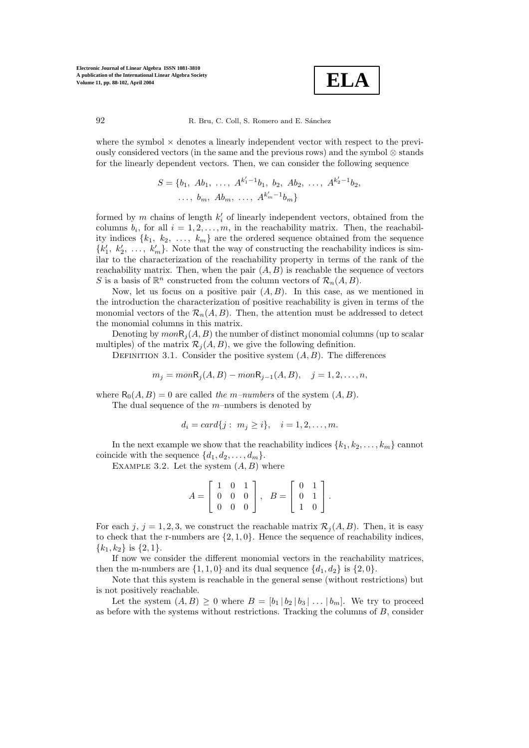where the symbol $\times$ denotes a linearly independent vector with respect to the previously considered vectors (in the same and the previous rows) and the symbol $\otimes$ stands for the linearly dependent vectors. Then, we can consider the following sequence

$$S = \{b_1,\ Ab_1,\ \ldots,\ A^{k_1'-1}b_1,\ b_2,\ Ab_2,\ \ldots,\ A^{k_2'-1}b_2,\\ \ldots,\ b_m,\ Ab_m,\ \ldots,\ A^{k_m'-1}b_m\}$$

formed by $m$ chains of length $k_i'$ of linearly independent vectors, obtained from the columns $b_i$, for all $i = 1, 2, \ldots, m$, in the reachability matrix. Then, the reachability indices $\{k_1,\ k_2,\ \ldots,\ k_m\}$ are the ordered sequence obtained from the sequence $\{k_1',\ k_2',\ \ldots,\ k_m'\}$. Note that the way of constructing the reachability indices is similar to the characterization of the reachability property in terms of the rank of the reachability matrix. Then, when the pair $(A, B)$ is reachable the sequence of vectors $S$ is a basis of $\mathbb{R}^n$ constructed from the column vectors of $\mathcal{R}_n(A, B)$.

Now, let us focus on a positive pair $(A, B)$. In this case, as we mentioned in the introduction the characterization of positive reachability is given in terms of the monomial vectors of the $\mathcal{R}_n(A, B)$. Then, the attention must be addressed to detect the monomial columns in this matrix.

Denoting by $mon\mathsf{R}_j(A, B)$ the number of distinct monomial columns (up to scalar multiples) of the matrix $\mathcal{R}_j(A, B)$, we give the following definition.

Definition 3.1. Consider the positive system $(A, B)$. The differences

$$m_j = mon\mathsf{R}_j(A, B) - mon\mathsf{R}_{j-1}(A, B), \quad j = 1, 2, \ldots, n,$$

where $\mathsf{R}_0(A, B) = 0$ are called *the $m$–numbers* of the system $(A, B)$.

The dual sequence of the $m$–numbers is denoted by

$$d_i = card\{j : \ m_j \geq i\}, \quad i = 1, 2, \ldots, m.$$

In the next example we show that the reachability indices $\{k_1, k_2, \ldots, k_m\}$ cannot coincide with the sequence $\{d_1, d_2, \ldots, d_m\}$.

Example 3.2. Let the system $(A, B)$ where

$$A = \begin{bmatrix} 1 & 0 & 1 \\ 0 & 0 & 0 \\ 0 & 0 & 0 \end{bmatrix}, \quad B = \begin{bmatrix} 0 & 1 \\ 0 & 1 \\ 1 & 0 \end{bmatrix}.$$

For each $j$, $j = 1, 2, 3$, we construct the reachable matrix $\mathcal{R}_j(A, B)$. Then, it is easy to check that the r-numbers are $\{2, 1, 0\}$. Hence the sequence of reachability indices, $\{k_1, k_2\}$ is $\{2, 1\}$.

If now we consider the different monomial vectors in the reachability matrices, then the m-numbers are $\{1, 1, 0\}$ and its dual sequence $\{d_1, d_2\}$ is $\{2, 0\}$.

Note that this system is reachable in the general sense (without restrictions) but is not positively reachable.

Let the system $(A, B) \geq 0$ where $B = [b_1 \,|\, b_2 \,|\, b_3 \,|\, \ldots \,|\, b_m]$. We try to proceed as before with the systems without restrictions. Tracking the columns of $B$, consider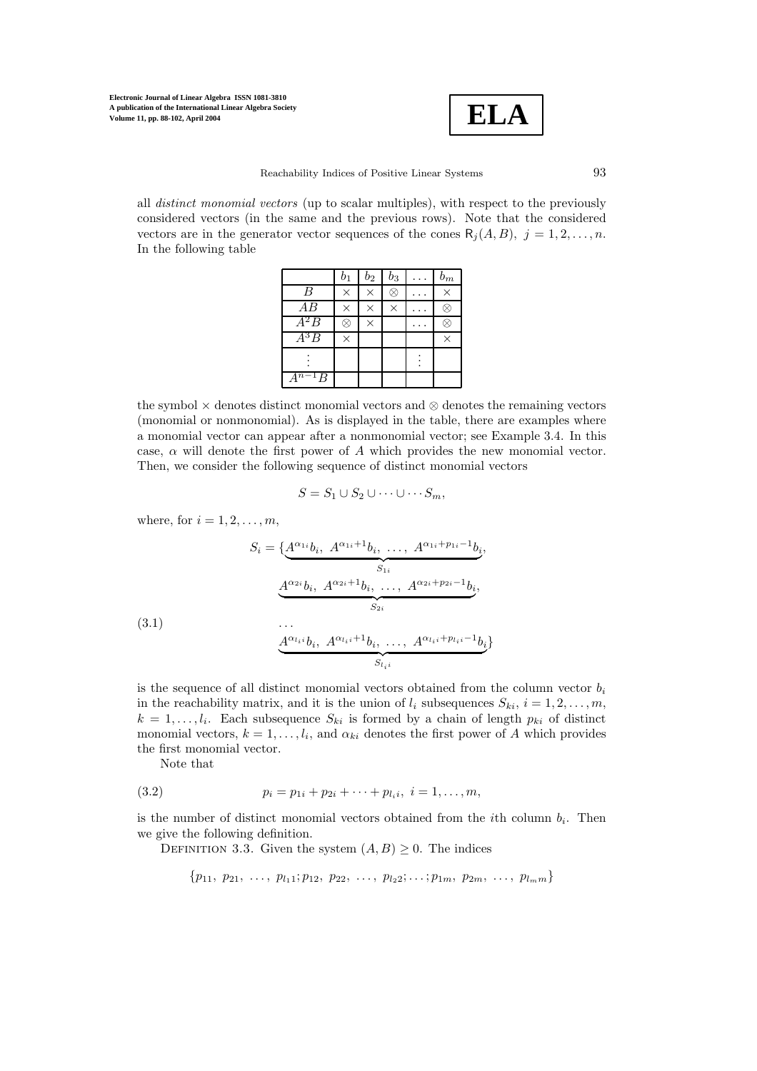all *distinct monomial vectors* (up to scalar multiples), with respect to the previously considered vectors (in the same and the previous rows). Note that the considered vectors are in the generator vector sequences of the cones $\mathsf{R}_j(A, B)$, $j = 1, 2, \ldots, n$. In the following table

| | $b_1$ | $b_2$ | $b_3$ | $\ldots$ | $b_m$ |
|---|---|---|---|---|---|
| $B$ | $\times$ | $\times$ | $\otimes$ | $\ldots$ | $\times$ |
| $AB$ | $\times$ | $\times$ | $\times$ | $\ldots$ | $\otimes$ |
| $A^2B$ | $\otimes$ | $\times$ | | $\ldots$ | $\otimes$ |
| $A^3B$ | $\times$ | | | | $\times$ |
| $\vdots$ | | | | $\vdots$ | |
| $A^{n-1}B$ | | | | | |

the symbol $\times$ denotes distinct monomial vectors and $\otimes$ denotes the remaining vectors (monomial or nonmonomial). As is displayed in the table, there are examples where a monomial vector can appear after a nonmonomial vector; see Example 3.4. In this case, $\alpha$ will denote the first power of $A$ which provides the new monomial vector. Then, we consider the following sequence of distinct monomial vectors

$$S = S_1 \cup S_2 \cup \cdots \cup \cdots S_m,$$

where, for $i = 1, 2, \ldots, m$,

$$S_i = \{\underbrace{A^{\alpha_{1i}}b_i,\ A^{\alpha_{1i}+1}b_i,\ \ldots,\ A^{\alpha_{1i}+p_{1i}-1}b_i}_{S_{1i}},$$
$$\underbrace{A^{\alpha_{2i}}b_i,\ A^{\alpha_{2i}+1}b_i,\ \ldots,\ A^{\alpha_{2i}+p_{2i}-1}b_i}_{S_{2i}},$$
$$\ldots \tag{3.1}$$
$$\underbrace{A^{\alpha_{l_i i}}b_i,\ A^{\alpha_{l_i i}+1}b_i,\ \ldots,\ A^{\alpha_{l_i i}+p_{l_i i}-1}b_i}_{S_{l_i i}}\}$$

is the sequence of all distinct monomial vectors obtained from the column vector $b_i$ in the reachability matrix, and it is the union of $l_i$ subsequences $S_{ki}$, $i = 1, 2, \ldots, m$, $k = 1, \ldots, l_i$. Each subsequence $S_{ki}$ is formed by a chain of length $p_{ki}$ of distinct monomial vectors, $k = 1, \ldots, l_i$, and $\alpha_{ki}$ denotes the first power of $A$ which provides the first monomial vector.

Note that

$$p_i = p_{1i} + p_{2i} + \cdots + p_{l_i i},\ i = 1, \ldots, m, \tag{3.2}$$

is the number of distinct monomial vectors obtained from the $i$th column $b_i$. Then we give the following definition.

Definition 3.3. Given the system $(A, B) \geq 0$. The indices

$$\{p_{11},\ p_{21},\ \ldots,\ p_{l_1 1}; p_{12},\ p_{22},\ \ldots,\ p_{l_2 2}; \ldots; p_{1m},\ p_{2m},\ \ldots,\ p_{l_m m}\}$$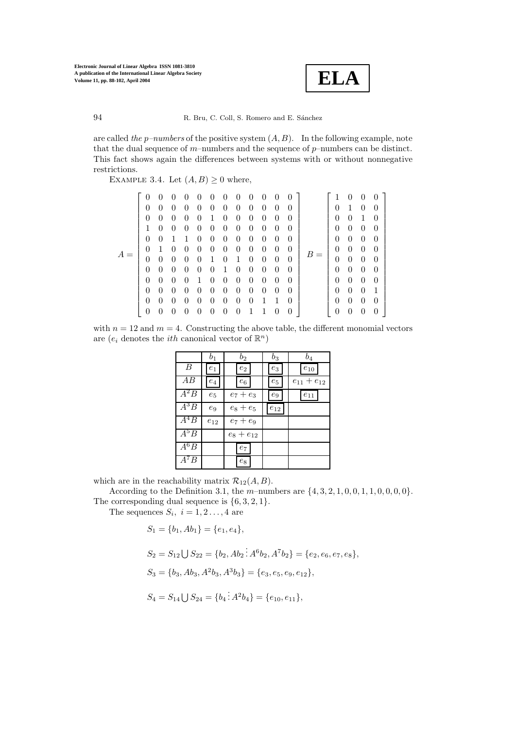are called *the p–numbers* of the positive system $(A, B)$. In the following example, note that the dual sequence of $m$–numbers and the sequence of $p$–numbers can be distinct. This fact shows again the differences between systems with or without nonnegative restrictions.

EXAMPLE 3.4. Let $(A, B) \geq 0$ where,

$$A = \begin{bmatrix} 0 & 0 & 0 & 0 & 0 & 0 & 0 & 0 & 0 & 0 & 0 & 0 \\ 0 & 0 & 0 & 0 & 0 & 0 & 0 & 0 & 0 & 0 & 0 & 0 \\ 0 & 0 & 0 & 0 & 0 & 1 & 0 & 0 & 0 & 0 & 0 & 0 \\ 1 & 0 & 0 & 0 & 0 & 0 & 0 & 0 & 0 & 0 & 0 & 0 \\ 0 & 0 & 1 & 1 & 0 & 0 & 0 & 0 & 0 & 0 & 0 & 0 \\ 0 & 1 & 0 & 0 & 0 & 0 & 0 & 0 & 0 & 0 & 0 & 0 \\ 0 & 0 & 0 & 0 & 0 & 1 & 0 & 1 & 0 & 0 & 0 & 0 \\ 0 & 0 & 0 & 0 & 0 & 0 & 1 & 0 & 0 & 0 & 0 & 0 \\ 0 & 0 & 0 & 0 & 1 & 0 & 0 & 0 & 0 & 0 & 0 & 0 \\ 0 & 0 & 0 & 0 & 0 & 0 & 0 & 0 & 0 & 0 & 0 & 0 \\ 0 & 0 & 0 & 0 & 0 & 0 & 0 & 0 & 0 & 1 & 1 & 0 \\ 0 & 0 & 0 & 0 & 0 & 0 & 0 & 0 & 1 & 1 & 0 & 0 \end{bmatrix} \quad B = \begin{bmatrix} 1 & 0 & 0 & 0 \\ 0 & 1 & 0 & 0 \\ 0 & 0 & 1 & 0 \\ 0 & 0 & 0 & 0 \\ 0 & 0 & 0 & 0 \\ 0 & 0 & 0 & 0 \\ 0 & 0 & 0 & 0 \\ 0 & 0 & 0 & 0 \\ 0 & 0 & 0 & 0 \\ 0 & 0 & 0 & 1 \\ 0 & 0 & 0 & 0 \\ 0 & 0 & 0 & 0 \end{bmatrix}$$

with $n = 12$ and $m = 4$. Constructing the above table, the different monomial vectors are ($e_i$ denotes the *ith* canonical vector of $\mathbb{R}^n$)

| | $b_1$ | $b_2$ | $b_3$ | $b_4$ |
|---|---|---|---|---|
| $B$ | $\boxed{e_1}$ | $\boxed{e_2}$ | $\boxed{e_3}$ | $\boxed{e_{10}}$ |
| $AB$ | $\boxed{e_4}$ | $\boxed{e_6}$ | $\boxed{e_5}$ | $e_{11} + e_{12}$ |
| $A^2B$ | $e_5$ | $e_7 + e_3$ | $\boxed{e_9}$ | $\boxed{e_{11}}$ |
| $A^3B$ | $e_9$ | $e_8 + e_5$ | $\boxed{e_{12}}$ | |
| $A^4B$ | $e_{12}$ | $e_7 + e_9$ | | |
| $A^5B$ | | $e_8 + e_{12}$ | | |
| $A^6B$ | | $\boxed{e_7}$ | | |
| $A^7B$ | | $\boxed{e_8}$ | | |

which are in the reachability matrix $\mathcal{R}_{12}(A, B)$.

According to the Definition 3.1, the $m$–numbers are $\{4, 3, 2, 1, 0, 0, 1, 1, 0, 0, 0, 0\}$. The corresponding dual sequence is $\{6, 3, 2, 1\}$.

The sequences $S_i,\ i = 1, 2 \ldots, 4$ are

$$S_1 = \{b_1, Ab_1\} = \{e_1, e_4\},$$

$$S_2 = S_{12} \bigcup S_{22} = \{b_2, Ab_2 \vdots A^6b_2, A^7b_2\} = \{e_2, e_6, e_7, e_8\},$$

$$S_3 = \{b_3, Ab_3, A^2b_3, A^3b_3\} = \{e_3, e_5, e_9, e_{12}\},$$

$$S_4 = S_{14} \bigcup S_{24} = \{b_4 \vdots A^2b_4\} = \{e_{10}, e_{11}\},$$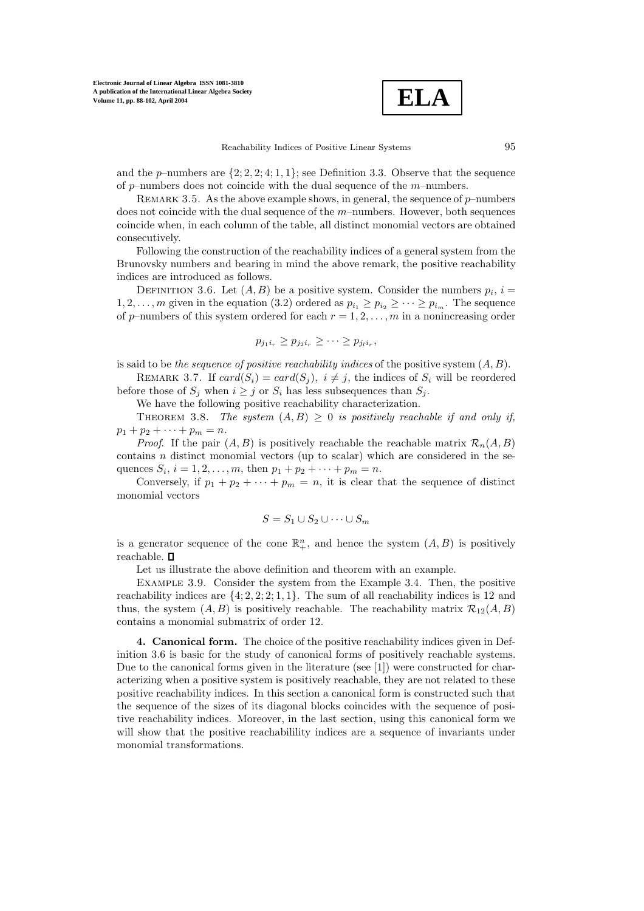and the $p$–numbers are $\{2; 2, 2; 4; 1, 1\}$; see Definition 3.3. Observe that the sequence of $p$–numbers does not coincide with the dual sequence of the $m$–numbers.

REMARK 3.5. As the above example shows, in general, the sequence of $p$–numbers does not coincide with the dual sequence of the $m$–numbers. However, both sequences coincide when, in each column of the table, all distinct monomial vectors are obtained consecutively.

Following the construction of the reachability indices of a general system from the Brunovsky numbers and bearing in mind the above remark, the positive reachability indices are introduced as follows.

DEFINITION 3.6. Let $(A, B)$ be a positive system. Consider the numbers $p_i$, $i = 1, 2, \ldots, m$ given in the equation (3.2) ordered as $p_{i_1} \geq p_{i_2} \geq \cdots \geq p_{i_m}$. The sequence of $p$–numbers of this system ordered for each $r = 1, 2, \ldots, m$ in a nonincreasing order

$$p_{j_1 i_r} \geq p_{j_2 i_r} \geq \cdots \geq p_{j_l i_r},$$

is said to be *the sequence of positive reachability indices* of the positive system $(A, B)$.

REMARK 3.7. If $card(S_i) = card(S_j)$, $i \neq j$, the indices of $S_i$ will be reordered before those of $S_j$ when $i \geq j$ or $S_i$ has less subsequences than $S_j$.

We have the following positive reachability characterization.

THEOREM 3.8. *The system $(A, B) \geq 0$ is positively reachable if and only if, $p_1 + p_2 + \cdots + p_m = n$.*

*Proof*. If the pair $(A, B)$ is positively reachable the reachable matrix $\mathcal{R}_n(A, B)$ contains $n$ distinct monomial vectors (up to scalar) which are considered in the sequences $S_i$, $i = 1, 2, \ldots, m$, then $p_1 + p_2 + \cdots + p_m = n$.

Conversely, if $p_1 + p_2 + \cdots + p_m = n$, it is clear that the sequence of distinct monomial vectors

$$S = S_1 \cup S_2 \cup \cdots \cup S_m$$

is a generator sequence of the cone $\mathbb{R}^n_+$, and hence the system $(A, B)$ is positively reachable. ∎

Let us illustrate the above definition and theorem with an example.

EXAMPLE 3.9. Consider the system from the Example 3.4. Then, the positive reachability indices are $\{4; 2, 2; 2; 1, 1\}$. The sum of all reachability indices is 12 and thus, the system $(A, B)$ is positively reachable. The reachability matrix $\mathcal{R}_{12}(A, B)$ contains a monomial submatrix of order 12.

**4. Canonical form.** The choice of the positive reachability indices given in Definition 3.6 is basic for the study of canonical forms of positively reachable systems. Due to the canonical forms given in the literature (see [1]) were constructed for characterizing when a positive system is positively reachable, they are not related to these positive reachability indices. In this section a canonical form is constructed such that the sequence of the sizes of its diagonal blocks coincides with the sequence of positive reachability indices. Moreover, in the last section, using this canonical form we will show that the positive reachabilility indices are a sequence of invariants under monomial transformations.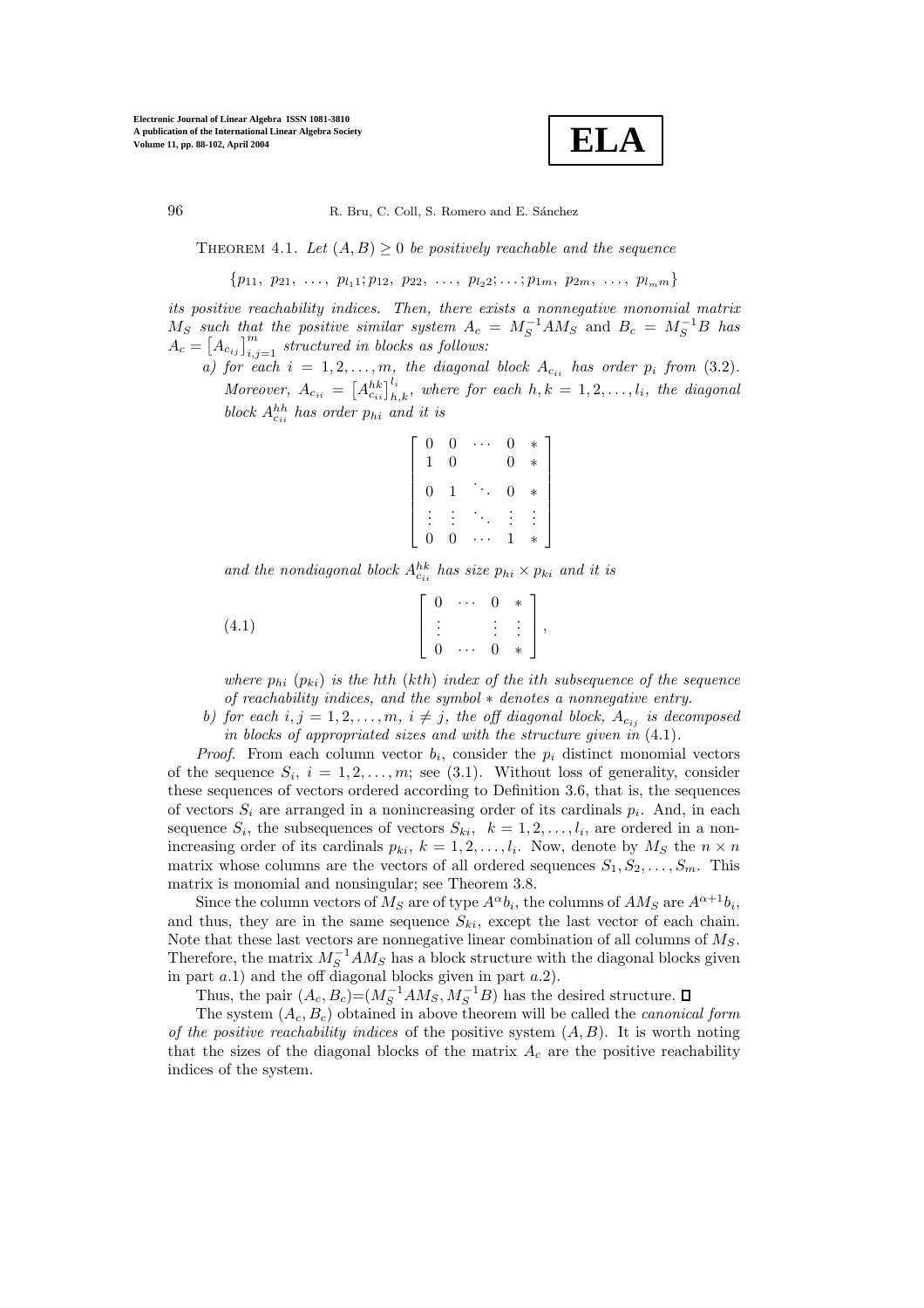THEOREM 4.1. *Let $(A, B) \geq 0$ be positively reachable and the sequence*

$$\{p_{11},\ p_{21},\ \ldots,\ p_{l_1 1}; p_{12},\ p_{22},\ \ldots,\ p_{l_2 2}; \ldots; p_{1m},\ p_{2m},\ \ldots,\ p_{l_m m}\}$$

*its positive reachability indices. Then, there exists a nonnegative monomial matrix $M_S$ such that the positive similar system $A_c = M_S^{-1} A M_S$ and $B_c = M_S^{-1} B$ has $A_c = \left[A_{c_{ij}}\right]_{i,j=1}^m$ structured in blocks as follows:*

*a) for each $i = 1, 2, \ldots, m$, the diagonal block $A_{c_{ii}}$ has order $p_i$ from (3.2). Moreover, $A_{c_{ii}} = \left[A_{c_{ii}}^{hk}\right]_{h,k}^{l_i}$, where for each $h, k = 1, 2, \ldots, l_i$, the diagonal block $A_{c_{ii}}^{hh}$ has order $p_{hi}$ and it is*

$$\begin{bmatrix} 0 & 0 & \cdots & 0 & * \\ 1 & 0 & & 0 & * \\ 0 & 1 & \ddots & 0 & * \\ \vdots & \vdots & \ddots & \vdots & \vdots \\ 0 & 0 & \cdots & 1 & * \end{bmatrix}$$

*and the nondiagonal block $A_{c_{ii}}^{hk}$ has size $p_{hi} \times p_{ki}$ and it is*

$$\begin{bmatrix} 0 & \cdots & 0 & * \\ \vdots & & \vdots & \vdots \\ 0 & \cdots & 0 & * \end{bmatrix}, \tag{4.1}$$

*where $p_{hi}$ ($p_{ki}$) is the hth (kth) index of the ith subsequence of the sequence of reachability indices, and the symbol $*$ denotes a nonnegative entry.*

*b) for each $i, j = 1, 2, \ldots, m$, $i \neq j$, the off diagonal block, $A_{c_{ij}}$ is decomposed in blocks of appropriated sizes and with the structure given in* (4.1).

*Proof*. From each column vector $b_i$, consider the $p_i$ distinct monomial vectors of the sequence $S_i$, $i = 1, 2, \ldots, m$; see (3.1). Without loss of generality, consider these sequences of vectors ordered according to Definition 3.6, that is, the sequences of vectors $S_i$ are arranged in a nonincreasing order of its cardinals $p_i$. And, in each sequence $S_i$, the subsequences of vectors $S_{ki}$, $k = 1, 2, \ldots, l_i$, are ordered in a nonincreasing order of its cardinals $p_{ki}$, $k = 1, 2, \ldots, l_i$. Now, denote by $M_S$ the $n \times n$ matrix whose columns are the vectors of all ordered sequences $S_1, S_2, \ldots, S_m$. This matrix is monomial and nonsingular; see Theorem 3.8.

Since the column vectors of $M_S$ are of type $A^\alpha b_i$, the columns of $AM_S$ are $A^{\alpha+1} b_i$, and thus, they are in the same sequence $S_{ki}$, except the last vector of each chain. Note that these last vectors are nonnegative linear combination of all columns of $M_S$. Therefore, the matrix $M_S^{-1} A M_S$ has a block structure with the diagonal blocks given in part $a.1$) and the off diagonal blocks given in part $a.2$).

Thus, the pair $(A_c, B_c)$=$(M_S^{-1} A M_S, M_S^{-1} B)$ has the desired structure. ☐

The system $(A_c, B_c)$ obtained in above theorem will be called the *canonical form of the positive reachability indices* of the positive system $(A, B)$. It is worth noting that the sizes of the diagonal blocks of the matrix $A_c$ are the positive reachability indices of the system.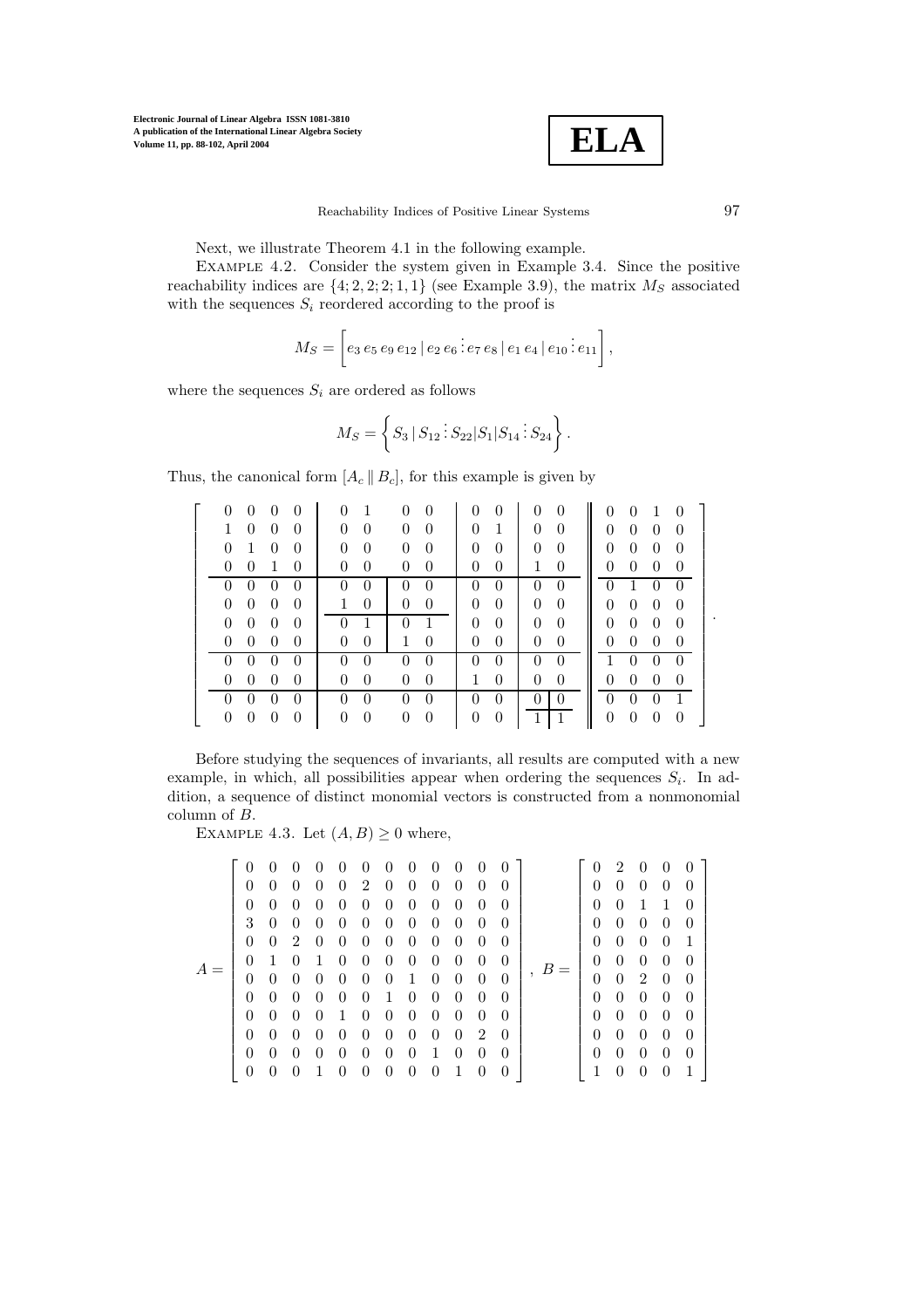Next, we illustrate Theorem 4.1 in the following example.

Example 4.2. Consider the system given in Example 3.4. Since the positive reachability indices are $\{4;2,2;2;1,1\}$ (see Example 3.9), the matrix $M_S$ associated with the sequences $S_i$ reordered according to the proof is

$$M_S = \left[ e_3\, e_5\, e_9\, e_{12} \,|\, e_2\, e_6 \,\vdots\, e_7\, e_8 \,|\, e_1\, e_4 \,|\, e_{10} \,\vdots\, e_{11} \right],$$

where the sequences $S_i$ are ordered as follows

$$M_S = \left\{ S_3 \,|\, S_{12} \,\vdots\, S_{22} | S_1 | S_{14} \,\vdots\, S_{24} \right\}.$$

Thus, the canonical form $[A_c \,\|\, B_c]$, for this example is given by

$$\left[\begin{array}{cccc|cc|cc|cc|cc||cccc}
0 & 0 & 0 & 0 & 0 & 1 & 0 & 0 & 0 & 0 & 0 & 0 & 0 & 0 & 1 & 0 \\
1 & 0 & 0 & 0 & 0 & 0 & 0 & 0 & 0 & 1 & 0 & 0 & 0 & 0 & 0 & 0 \\
0 & 1 & 0 & 0 & 0 & 0 & 0 & 0 & 0 & 0 & 0 & 0 & 0 & 0 & 0 & 0 \\
0 & 0 & 1 & 0 & 0 & 0 & 0 & 0 & 0 & 0 & 1 & 0 & 0 & 0 & 0 & 0 \\
\hline
0 & 0 & 0 & 0 & 0 & 0 & 0 & 0 & 0 & 0 & 0 & 0 & 0 & 1 & 0 & 0 \\
0 & 0 & 0 & 0 & 1 & 0 & 0 & 0 & 0 & 0 & 0 & 0 & 0 & 0 & 0 & 0 \\
\hline
0 & 0 & 0 & 0 & 0 & 1 & 0 & 1 & 0 & 0 & 0 & 0 & 0 & 0 & 0 & 0 \\
0 & 0 & 0 & 0 & 0 & 0 & 1 & 0 & 0 & 0 & 0 & 0 & 0 & 0 & 0 & 0 \\
\hline
0 & 0 & 0 & 0 & 0 & 0 & 0 & 0 & 0 & 0 & 0 & 0 & 1 & 0 & 0 & 0 \\
0 & 0 & 0 & 0 & 0 & 0 & 0 & 0 & 1 & 0 & 0 & 0 & 0 & 0 & 0 & 0 \\
\hline
0 & 0 & 0 & 0 & 0 & 0 & 0 & 0 & 0 & 0 & 0 & 0 & 0 & 0 & 0 & 1 \\
0 & 0 & 0 & 0 & 0 & 0 & 0 & 0 & 0 & 0 & 1 & 1 & 0 & 0 & 0 & 0
\end{array}\right].$$

Before studying the sequences of invariants, all results are computed with a new example, in which, all possibilities appear when ordering the sequences $S_i$. In addition, a sequence of distinct monomial vectors is constructed from a nonmonomial column of $B$.

Example 4.3. Let $(A,B) \geq 0$ where,

$$A = \begin{bmatrix}
0 & 0 & 0 & 0 & 0 & 0 & 0 & 0 & 0 & 0 & 0 & 0 \\
0 & 0 & 0 & 0 & 0 & 2 & 0 & 0 & 0 & 0 & 0 & 0 \\
0 & 0 & 0 & 0 & 0 & 0 & 0 & 0 & 0 & 0 & 0 & 0 \\
3 & 0 & 0 & 0 & 0 & 0 & 0 & 0 & 0 & 0 & 0 & 0 \\
0 & 0 & 2 & 0 & 0 & 0 & 0 & 0 & 0 & 0 & 0 & 0 \\
0 & 1 & 0 & 1 & 0 & 0 & 0 & 0 & 0 & 0 & 0 & 0 \\
0 & 0 & 0 & 0 & 0 & 0 & 0 & 1 & 0 & 0 & 0 & 0 \\
0 & 0 & 0 & 0 & 0 & 0 & 1 & 0 & 0 & 0 & 0 & 0 \\
0 & 0 & 0 & 0 & 1 & 0 & 0 & 0 & 0 & 0 & 0 & 0 \\
0 & 0 & 0 & 0 & 0 & 0 & 0 & 0 & 0 & 0 & 2 & 0 \\
0 & 0 & 0 & 0 & 0 & 0 & 0 & 0 & 1 & 0 & 0 & 0 \\
0 & 0 & 0 & 1 & 0 & 0 & 0 & 0 & 0 & 1 & 0 & 0
\end{bmatrix}, \quad B = \begin{bmatrix}
0 & 2 & 0 & 0 & 0 \\
0 & 0 & 0 & 0 & 0 \\
0 & 0 & 1 & 1 & 0 \\
0 & 0 & 0 & 0 & 0 \\
0 & 0 & 0 & 0 & 1 \\
0 & 0 & 0 & 0 & 0 \\
0 & 0 & 2 & 0 & 0 \\
0 & 0 & 0 & 0 & 0 \\
0 & 0 & 0 & 0 & 0 \\
0 & 0 & 0 & 0 & 0 \\
0 & 0 & 0 & 0 & 0 \\
1 & 0 & 0 & 0 & 1
\end{bmatrix}$$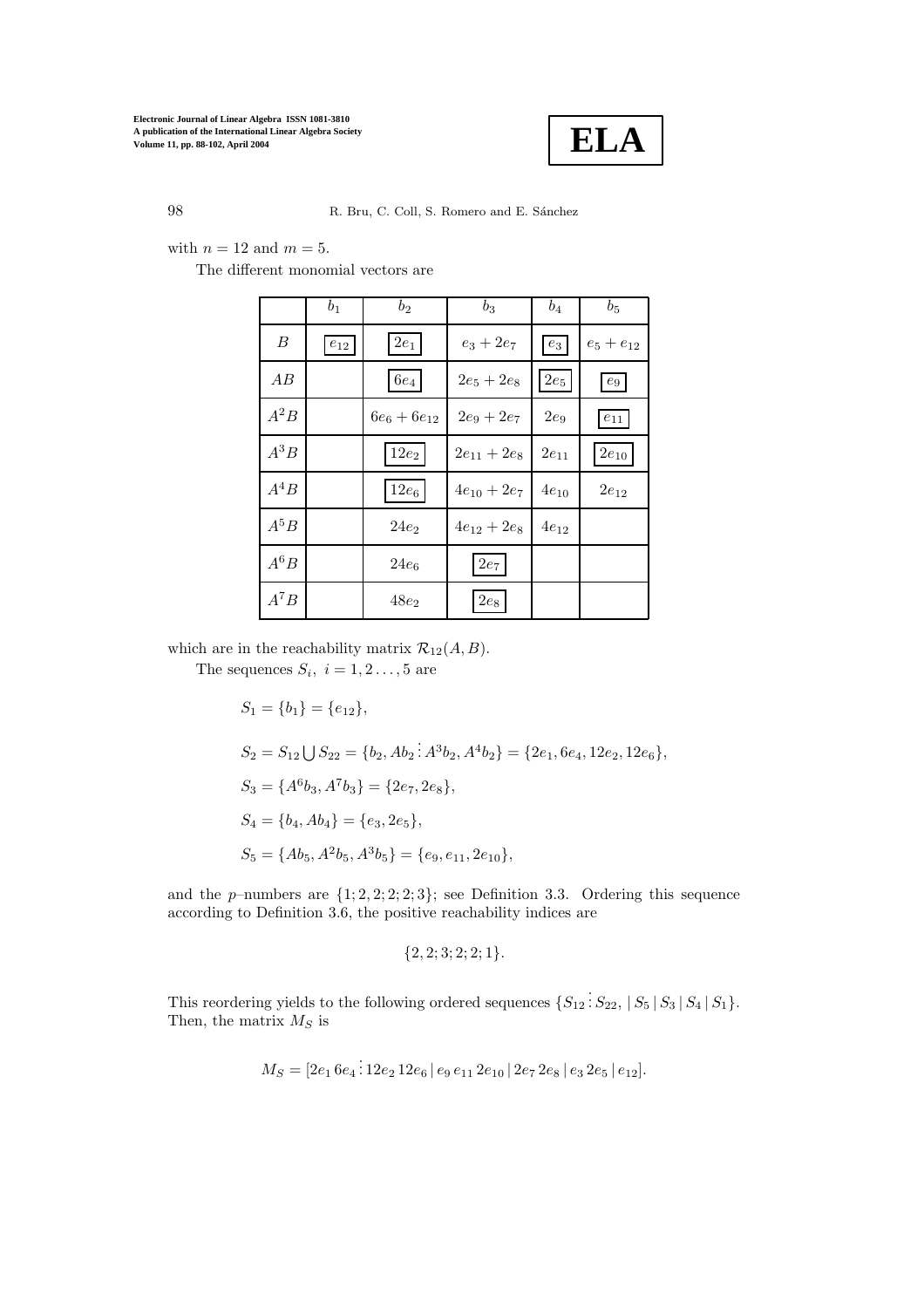with $n = 12$ and $m = 5$.

The different monomial vectors are

| | $b_1$ | $b_2$ | $b_3$ | $b_4$ | $b_5$ |
|---|---|---|---|---|---|
| $B$ | $\boxed{e_{12}}$ | $\boxed{2e_1}$ | $e_3 + 2e_7$ | $\boxed{e_3}$ | $e_5 + e_{12}$ |
| $AB$ | | $\boxed{6e_4}$ | $2e_5 + 2e_8$ | $\boxed{2e_5}$ | $\boxed{e_9}$ |
| $A^2B$ | | $6e_6 + 6e_{12}$ | $2e_9 + 2e_7$ | $2e_9$ | $\boxed{e_{11}}$ |
| $A^3B$ | | $\boxed{12e_2}$ | $2e_{11} + 2e_8$ | $2e_{11}$ | $\boxed{2e_{10}}$ |
| $A^4B$ | | $\boxed{12e_6}$ | $4e_{10} + 2e_7$ | $4e_{10}$ | $2e_{12}$ |
| $A^5B$ | | $24e_2$ | $4e_{12} + 2e_8$ | $4e_{12}$ | |
| $A^6B$ | | $24e_6$ | $\boxed{2e_7}$ | | |
| $A^7B$ | | $48e_2$ | $\boxed{2e_8}$ | | |

which are in the reachability matrix $\mathcal{R}_{12}(A, B)$.

The sequences $S_i,\ i = 1, 2 \ldots, 5$ are

$$S_1 = \{b_1\} = \{e_{12}\},$$

$$S_2 = S_{12} \bigcup S_{22} = \{b_2, Ab_2 \,\vdots\, A^3b_2, A^4b_2\} = \{2e_1, 6e_4, 12e_2, 12e_6\},$$

$$S_3 = \{A^6b_3, A^7b_3\} = \{2e_7, 2e_8\},$$

$$S_4 = \{b_4, Ab_4\} = \{e_3, 2e_5\},$$

$$S_5 = \{Ab_5, A^2b_5, A^3b_5\} = \{e_9, e_{11}, 2e_{10}\},$$

and the $p$–numbers are $\{1; 2, 2; 2; 2; 3\}$; see Definition 3.3. Ordering this sequence according to Definition 3.6, the positive reachability indices are

$$\{2, 2; 3; 2; 2; 1\}.$$

This reordering yields to the following ordered sequences $\{S_{12} \,\vdots\, S_{22}, \,|\, S_5 \,|\, S_3 \,|\, S_4 \,|\, S_1\}$. Then, the matrix $M_S$ is

$$M_S = [2e_1\, 6e_4 \,\vdots\, 12e_2\, 12e_6 \,|\, e_9\, e_{11}\, 2e_{10} \,|\, 2e_7\, 2e_8 \,|\, e_3\, 2e_5 \,|\, e_{12}].$$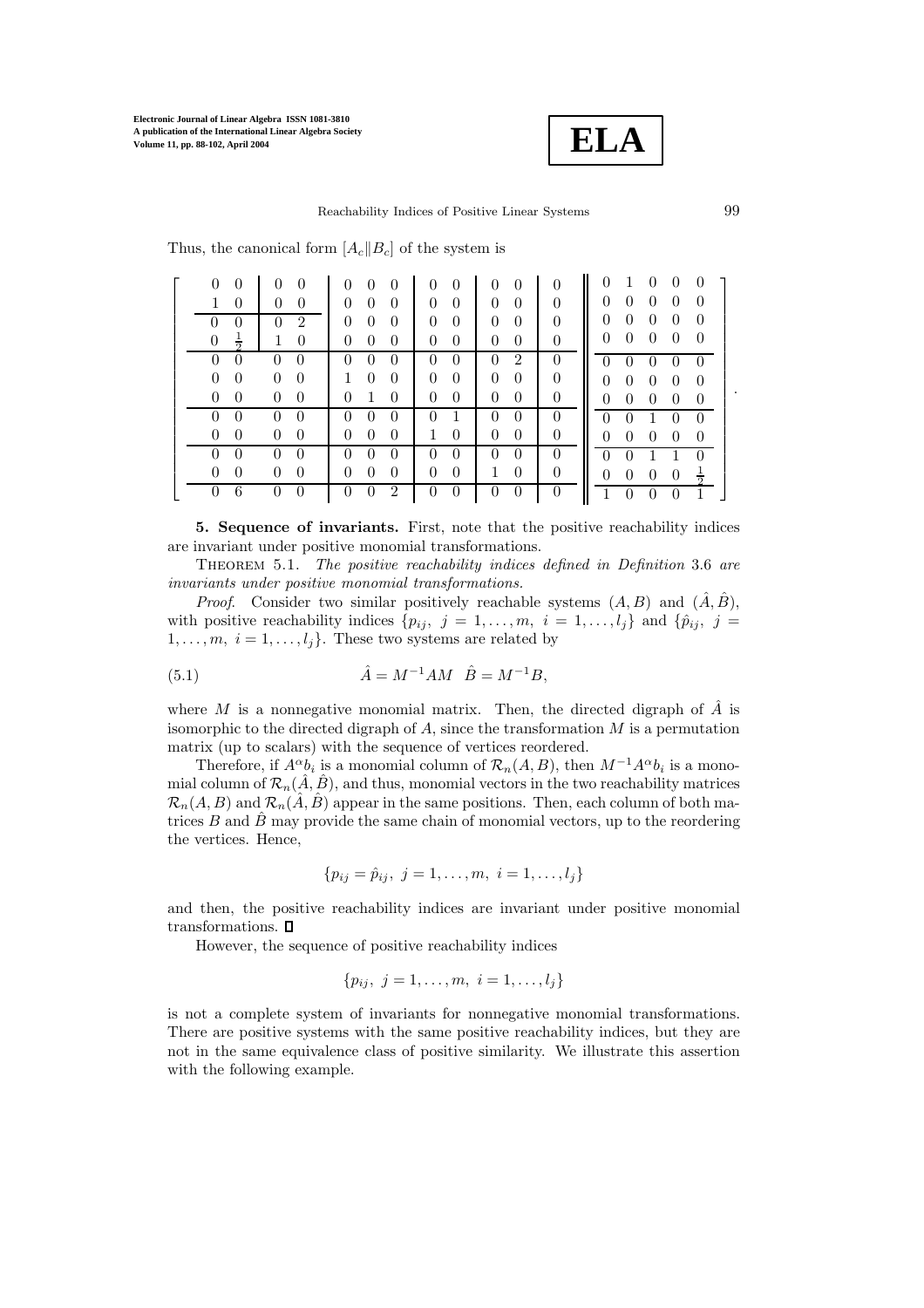Thus, the canonical form $[A_c \| B_c]$ of the system is

$$
\left[\begin{array}{cc|cc|ccc|cc|cc|c||ccccc}
0 & 0 & 0 & 0 & 0 & 0 & 0 & 0 & 0 & 0 & 0 & 0 & 0 & 1 & 0 & 0 & 0 \\
1 & 0 & 0 & 0 & 0 & 0 & 0 & 0 & 0 & 0 & 0 & 0 & 0 & 0 & 0 & 0 & 0 \\
\hline
0 & 0 & 0 & 2 & 0 & 0 & 0 & 0 & 0 & 0 & 0 & 0 & 0 & 0 & 0 & 0 & 0 \\
0 & \frac{1}{2} & 1 & 0 & 0 & 0 & 0 & 0 & 0 & 0 & 0 & 0 & 0 & 0 & 0 & 0 & 0 \\
\hline
0 & 0 & 0 & 0 & 0 & 0 & 0 & 0 & 0 & 0 & 2 & 0 & 0 & 0 & 0 & 0 & 0 \\
0 & 0 & 0 & 0 & 1 & 0 & 0 & 0 & 0 & 0 & 0 & 0 & 0 & 0 & 0 & 0 & 0 \\
0 & 0 & 0 & 0 & 0 & 1 & 0 & 0 & 0 & 0 & 0 & 0 & 0 & 0 & 0 & 0 & 0 \\
\hline
0 & 0 & 0 & 0 & 0 & 0 & 0 & 0 & 1 & 0 & 0 & 0 & 0 & 0 & 1 & 0 & 0 \\
0 & 0 & 0 & 0 & 0 & 0 & 0 & 1 & 0 & 0 & 0 & 0 & 0 & 0 & 0 & 0 & 0 \\
\hline
0 & 0 & 0 & 0 & 0 & 0 & 0 & 0 & 0 & 0 & 0 & 0 & 0 & 0 & 1 & 1 & 0 \\
0 & 0 & 0 & 0 & 0 & 0 & 0 & 0 & 0 & 1 & 0 & 0 & 0 & 0 & 0 & 0 & \frac{1}{2} \\
\hline
0 & 6 & 0 & 0 & 0 & 0 & 2 & 0 & 0 & 0 & 0 & 0 & 1 & 0 & 0 & 0 & 1
\end{array}\right].
$$

**5. Sequence of invariants.** First, note that the positive reachability indices are invariant under positive monomial transformations.

THEOREM 5.1. *The positive reachability indices defined in Definition 3.6 are invariants under positive monomial transformations.*

*Proof.* Consider two similar positively reachable systems $(A, B)$ and $(\hat{A}, \hat{B})$, with positive reachability indices $\{p_{ij},\ j = 1, \ldots, m,\ i = 1, \ldots, l_j\}$ and $\{\hat{p}_{ij},\ j = 1, \ldots, m,\ i = 1, \ldots, l_j\}$. These two systems are related by

$$
\hat{A} = M^{-1}AM \quad \hat{B} = M^{-1}B, \tag{5.1}
$$

where $M$ is a nonnegative monomial matrix. Then, the directed digraph of $\hat{A}$ is isomorphic to the directed digraph of $A$, since the transformation $M$ is a permutation matrix (up to scalars) with the sequence of vertices reordered.

Therefore, if $A^{\alpha}b_i$ is a monomial column of $\mathcal{R}_n(A, B)$, then $M^{-1}A^{\alpha}b_i$ is a monomial column of $\mathcal{R}_n(\hat{A}, \hat{B})$, and thus, monomial vectors in the two reachability matrices $\mathcal{R}_n(A, B)$ and $\mathcal{R}_n(\hat{A}, \hat{B})$ appear in the same positions. Then, each column of both matrices $B$ and $\hat{B}$ may provide the same chain of monomial vectors, up to the reordering the vertices. Hence,

$$
\{p_{ij} = \hat{p}_{ij},\ j = 1, \ldots, m,\ i = 1, \ldots, l_j\}
$$

and then, the positive reachability indices are invariant under positive monomial transformations. $\square$

However, the sequence of positive reachability indices

$$
\{p_{ij},\ j = 1, \ldots, m,\ i = 1, \ldots, l_j\}
$$

is not a complete system of invariants for nonnegative monomial transformations. There are positive systems with the same positive reachability indices, but they are not in the same equivalence class of positive similarity. We illustrate this assertion with the following example.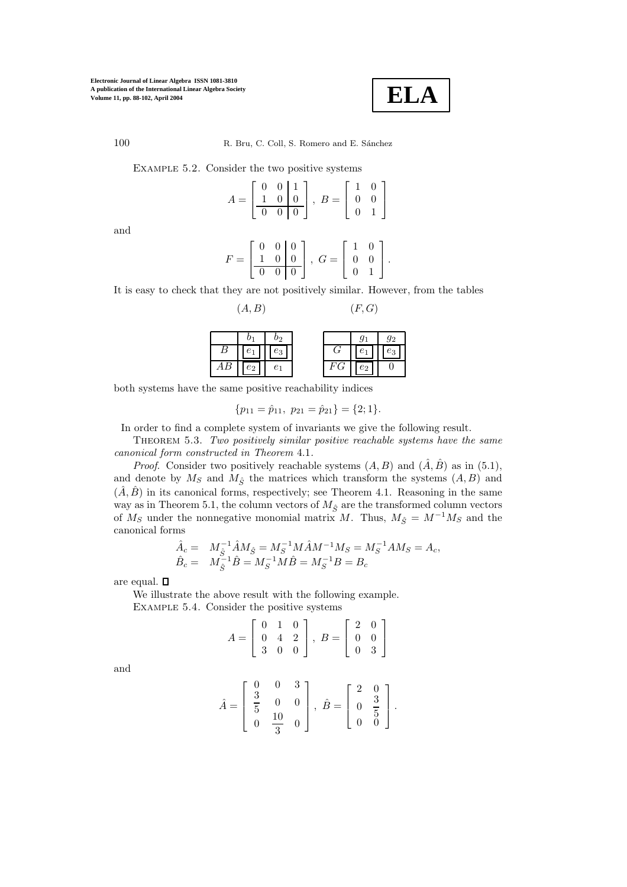Example 5.2. Consider the two positive systems

$$A = \left[\begin{array}{cc|c} 0 & 0 & 1 \\ 1 & 0 & 0 \\ \hline 0 & 0 & 0 \end{array}\right], \ B = \left[\begin{array}{cc} 1 & 0 \\ 0 & 0 \\ 0 & 1 \end{array}\right]$$

and

$$F = \left[\begin{array}{cc|c} 0 & 0 & 0 \\ 1 & 0 & 0 \\ \hline 0 & 0 & 0 \end{array}\right], \ G = \left[\begin{array}{cc} 1 & 0 \\ 0 & 0 \\ 0 & 1 \end{array}\right].$$

It is easy to check that they are not positively similar. However, from the tables

$(A, B)$

|  | $b_1$ | $b_2$ |
|---|---|---|
| $B$ | $\boxed{e_1}$ | $\boxed{e_3}$ |
| $AB$ | $\boxed{e_2}$ | $e_1$ |

$(F, G)$

|  | $g_1$ | $g_2$ |
|---|---|---|
| $G$ | $\boxed{e_1}$ | $\boxed{e_3}$ |
| $FG$ | $\boxed{e_2}$ | $0$ |

both systems have the same positive reachability indices

$$\{p_{11} = \hat{p}_{11}, \ p_{21} = \hat{p}_{21}\} = \{2; 1\}.$$

In order to find a complete system of invariants we give the following result.

Theorem 5.3. *Two positively similar positive reachable systems have the same canonical form constructed in Theorem* 4.1.

*Proof*. Consider two positively reachable systems $(A, B)$ and $(\hat{A}, \hat{B})$ as in (5.1), and denote by $M_S$ and $M_{\hat{S}}$ the matrices which transform the systems $(A, B)$ and $(\hat{A}, \hat{B})$ in its canonical forms, respectively; see Theorem 4.1. Reasoning in the same way as in Theorem 5.1, the column vectors of $M_{\hat{S}}$ are the transformed column vectors of $M_S$ under the nonnegative monomial matrix $M$. Thus, $M_{\hat{S}} = M^{-1}M_S$ and the canonical forms

$$\begin{aligned} \hat{A}_c &= M_{\hat{S}}^{-1} \hat{A} M_{\hat{S}} = M_S^{-1} M \hat{A} M^{-1} M_S = M_S^{-1} A M_S = A_c, \\ \hat{B}_c &= M_{\hat{S}}^{-1} \hat{B} = M_S^{-1} M \hat{B} = M_S^{-1} B = B_c \end{aligned}$$

are equal. $\square$

We illustrate the above result with the following example.

Example 5.4. Consider the positive systems

$$A = \left[\begin{array}{ccc} 0 & 1 & 0 \\ 0 & 4 & 2 \\ 3 & 0 & 0 \end{array}\right], \ B = \left[\begin{array}{cc} 2 & 0 \\ 0 & 0 \\ 0 & 3 \end{array}\right]$$

and

$$\hat{A} = \left[\begin{array}{ccc} 0 & 0 & 3 \\ \frac{3}{5} & 0 & 0 \\ 0 & \frac{10}{3} & 0 \end{array}\right], \ \hat{B} = \left[\begin{array}{cc} 2 & 0 \\ 0 & \frac{3}{5} \\ 0 & 0 \end{array}\right].$$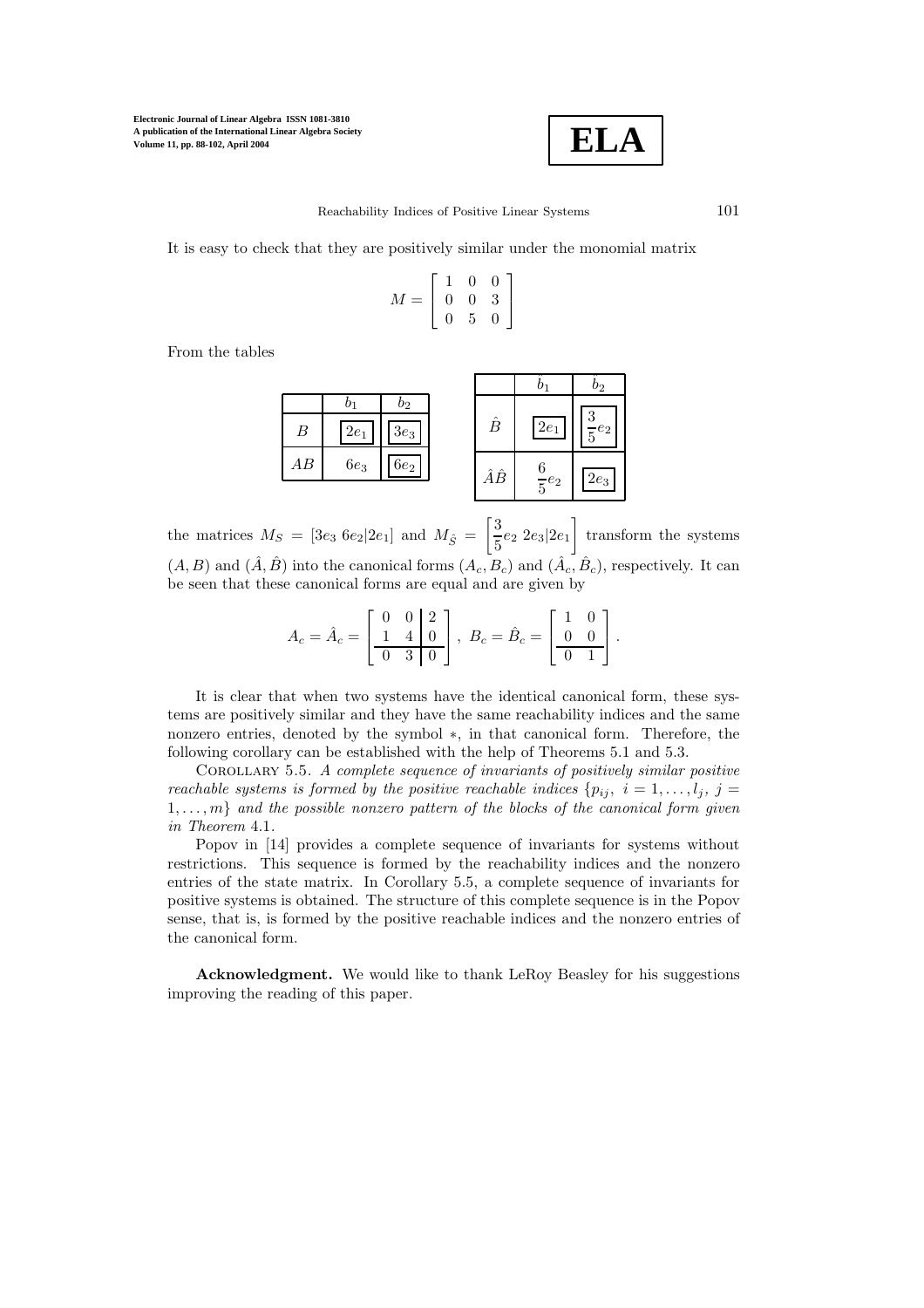It is easy to check that they are positively similar under the monomial matrix

$$M = \begin{bmatrix} 1 & 0 & 0 \\ 0 & 0 & 3 \\ 0 & 5 & 0 \end{bmatrix}$$

From the tables

|  | $b_1$ | $b_2$ |
|---|---|---|
| $B$ | $\boxed{2e_1}$ | $\boxed{3e_3}$ |
| $AB$ | $6e_3$ | $\boxed{6e_2}$ |

|  | $\hat{b}_1$ | $\hat{b}_2$ |
|---|---|---|
| $\hat{B}$ | $\boxed{2e_1}$ | $\boxed{\frac{3}{5}e_2}$ |
| $\hat{A}\hat{B}$ | $\frac{6}{5}e_2$ | $\boxed{2e_3}$ |

the matrices $M_S = [3e_3\ 6e_2|2e_1]$ and $M_{\hat{S}} = \left[\frac{3}{5}e_2\ 2e_3|2e_1\right]$ transform the systems $(A, B)$ and $(\hat{A}, \hat{B})$ into the canonical forms $(A_c, B_c)$ and $(\hat{A}_c, \hat{B}_c)$, respectively. It can be seen that these canonical forms are equal and are given by

$$A_c = \hat{A}_c = \left[\begin{array}{cc|c} 0 & 0 & 2 \\ 1 & 4 & 0 \\ \hline 0 & 3 & 0 \end{array}\right],\ B_c = \hat{B}_c = \left[\begin{array}{cc} 1 & 0 \\ 0 & 0 \\ \hline 0 & 1 \end{array}\right].$$

It is clear that when two systems have the identical canonical form, these systems are positively similar and they have the same reachability indices and the same nonzero entries, denoted by the symbol $*$, in that canonical form. Therefore, the following corollary can be established with the help of Theorems 5.1 and 5.3.

Corollary 5.5. *A complete sequence of invariants of positively similar positive reachable systems is formed by the positive reachable indices $\{p_{ij},\ i = 1, \ldots, l_j,\ j = 1, \ldots, m\}$ and the possible nonzero pattern of the blocks of the canonical form given in Theorem* 4.1.

Popov in [14] provides a complete sequence of invariants for systems without restrictions. This sequence is formed by the reachability indices and the nonzero entries of the state matrix. In Corollary 5.5, a complete sequence of invariants for positive systems is obtained. The structure of this complete sequence is in the Popov sense, that is, is formed by the positive reachable indices and the nonzero entries of the canonical form.

**Acknowledgment.** We would like to thank LeRoy Beasley for his suggestions improving the reading of this paper.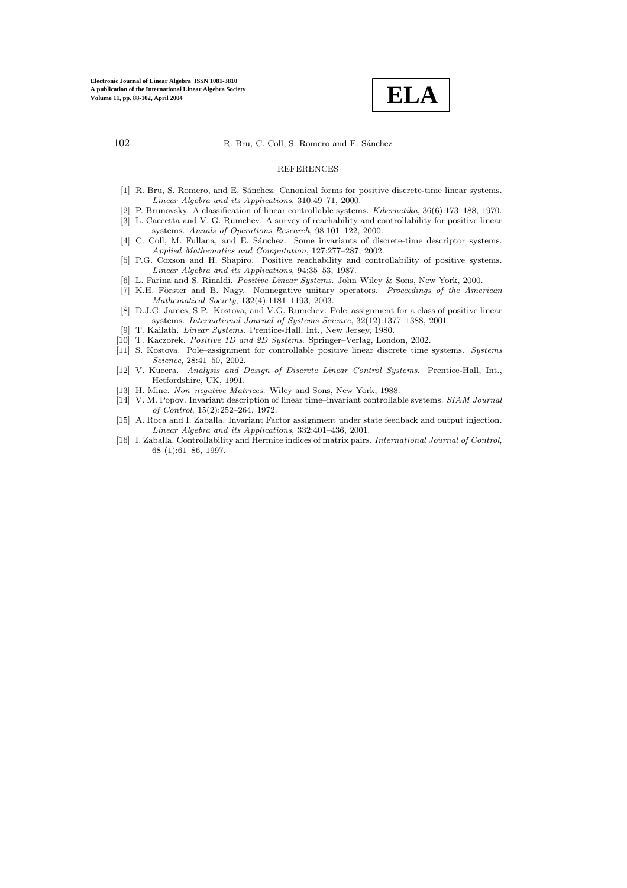## REFERENCES

[1] R. Bru, S. Romero, and E. Sánchez. Canonical forms for positive discrete-time linear systems. *Linear Algebra and its Applications*, 310:49–71, 2000.

[2] P. Brunovsky. A classification of linear controllable systems. *Kibernetika*, 36(6):173–188, 1970.

[3] L. Caccetta and V. G. Rumchev. A survey of reachability and controllability for positive linear systems. *Annals of Operations Research*, 98:101–122, 2000.

[4] C. Coll, M. Fullana, and E. Sánchez. Some invariants of discrete-time descriptor systems. *Applied Mathematics and Computation*, 127:277–287, 2002.

[5] P.G. Coxson and H. Shapiro. Positive reachability and controllability of positive systems. *Linear Algebra and its Applications*, 94:35–53, 1987.

[6] L. Farina and S. Rinaldi. *Positive Linear Systems*. John Wiley & Sons, New York, 2000.

[7] K.H. Förster and B. Nagy. Nonnegative unitary operators. *Proceedings of the American Mathematical Society*, 132(4):1181–1193, 2003.

[8] D.J.G. James, S.P. Kostova, and V.G. Rumchev. Pole–assignment for a class of positive linear systems. *International Journal of Systems Science*, 32(12):1377–1388, 2001.

[9] T. Kailath. *Linear Systems*. Prentice-Hall, Int., New Jersey, 1980.

[10] T. Kaczorek. *Positive 1D and 2D Systems*. Springer–Verlag, London, 2002.

[11] S. Kostova. Pole–assignment for controllable positive linear discrete time systems. *Systems Science*, 28:41–50, 2002.

[12] V. Kucera. *Analysis and Design of Discrete Linear Control Systems*. Prentice-Hall, Int., Hetfordshire, UK, 1991.

[13] H. Minc. *Non–negative Matrices*. Wiley and Sons, New York, 1988.

[14] V. M. Popov. Invariant description of linear time–invariant controllable systems. *SIAM Journal of Control*, 15(2):252–264, 1972.

[15] A. Roca and I. Zaballa. Invariant Factor assignment under state feedback and output injection. *Linear Algebra and its Applications*, 332:401–436, 2001.

[16] I. Zaballa. Controllability and Hermite indices of matrix pairs. *International Journal of Control*, 68 (1):61–86, 1997.